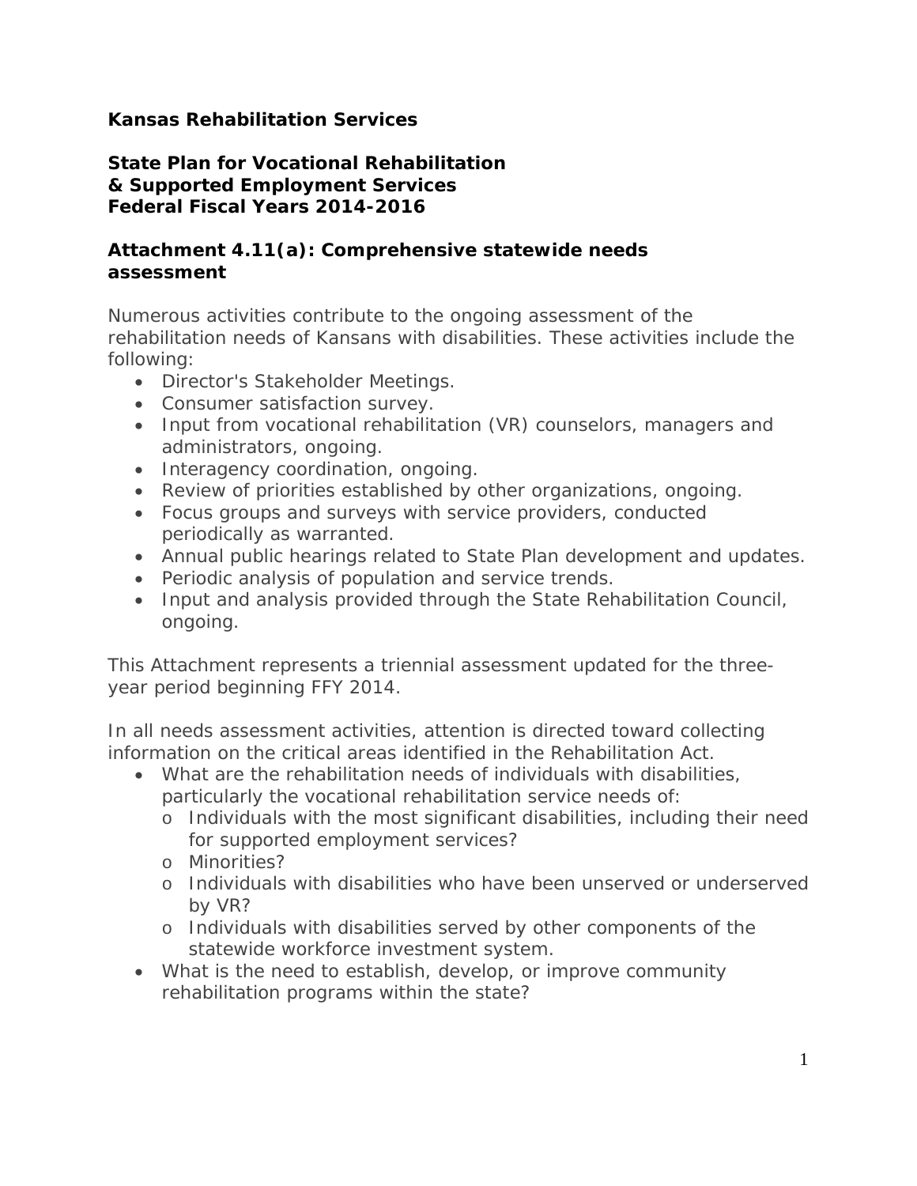**Kansas Rehabilitation Services**

**State Plan for Vocational Rehabilitation & Supported Employment Services Federal Fiscal Years 2014-2016**

## Attachment 4.11(a): Comprehensive statewide needs assessment

Numerous activities contribute to the ongoing assessment of the rehabilitation needs of Kansans with disabilities. These activities include the following:

- Director's Stakeholder Meetings.
- Consumer satisfaction survey.
- Input from vocational rehabilitation (VR) counselors, managers and administrators, ongoing.
- Interagency coordination, ongoing.
- Review of priorities established by other organizations, ongoing.
- Focus groups and surveys with service providers, conducted periodically as warranted.
- Annual public hearings related to State Plan development and updates.
- Periodic analysis of population and service trends.
- Input and analysis provided through the State Rehabilitation Council, ongoing.

This Attachment represents a triennial assessment updated for the three-year period beginning FFY 2014.

In all needs assessment activities, attention is directed toward collecting information on the critical areas identified in the Rehabilitation Act.

- What are the rehabilitation needs of individuals with disabilities, particularly the vocational rehabilitation service needs of:
  - Individuals with the most significant disabilities, including their need for supported employment services?
  - Minorities?
  - Individuals with disabilities who have been unserved or underserved by VR?
  - Individuals with disabilities served by other components of the statewide workforce investment system.
- What is the need to establish, develop, or improve community rehabilitation programs within the state?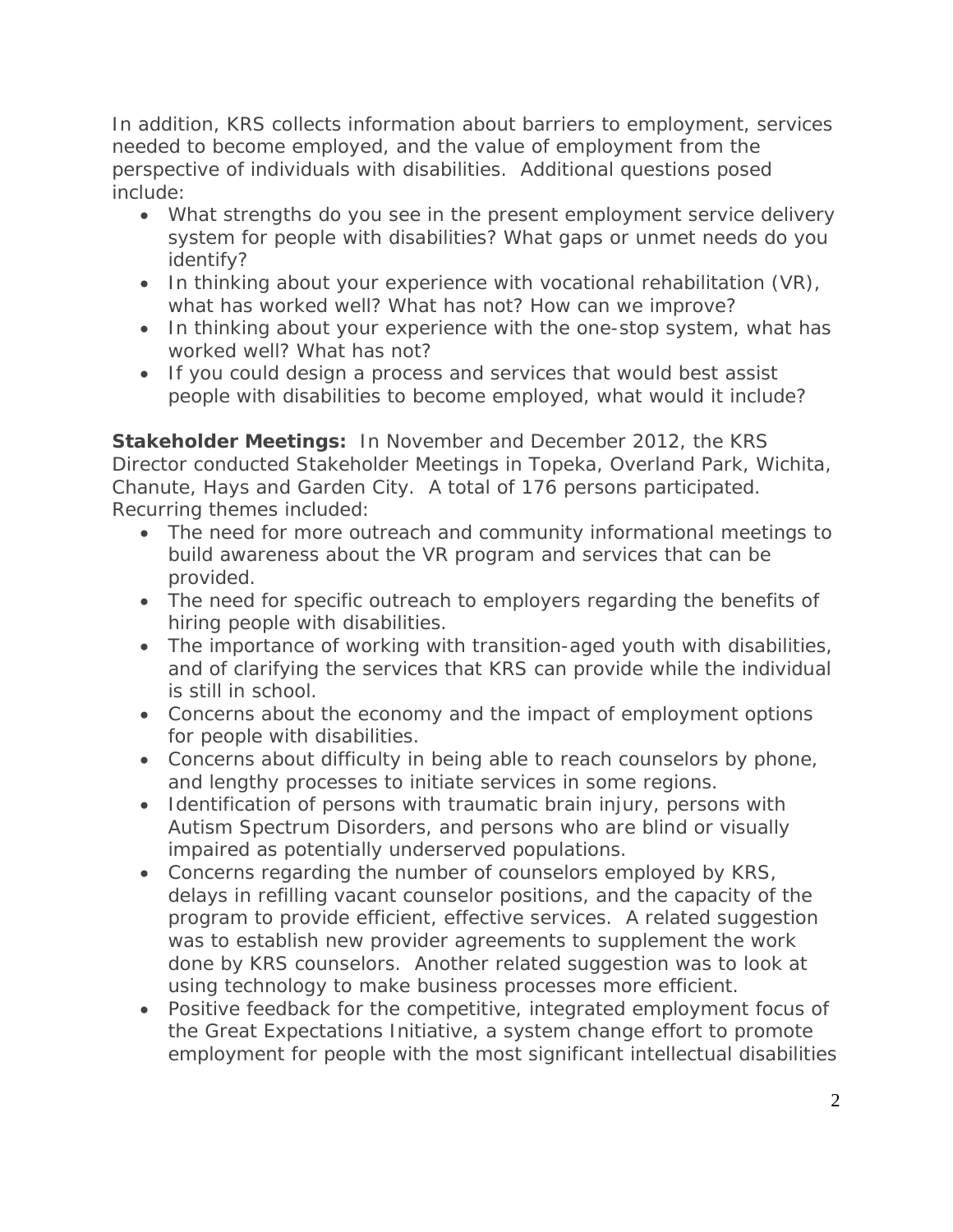In addition, KRS collects information about barriers to employment, services needed to become employed, and the value of employment from the perspective of individuals with disabilities. Additional questions posed include:

- What strengths do you see in the present employment service delivery system for people with disabilities? What gaps or unmet needs do you identify?
- In thinking about your experience with vocational rehabilitation (VR), what has worked well? What has not? How can we improve?
- In thinking about your experience with the one-stop system, what has worked well? What has not?
- If you could design a process and services that would best assist people with disabilities to become employed, what would it include?

**Stakeholder Meetings:** In November and December 2012, the KRS Director conducted Stakeholder Meetings in Topeka, Overland Park, Wichita, Chanute, Hays and Garden City. A total of 176 persons participated. Recurring themes included:

- The need for more outreach and community informational meetings to build awareness about the VR program and services that can be provided.
- The need for specific outreach to employers regarding the benefits of hiring people with disabilities.
- The importance of working with transition-aged youth with disabilities, and of clarifying the services that KRS can provide while the individual is still in school.
- Concerns about the economy and the impact of employment options for people with disabilities.
- Concerns about difficulty in being able to reach counselors by phone, and lengthy processes to initiate services in some regions.
- Identification of persons with traumatic brain injury, persons with Autism Spectrum Disorders, and persons who are blind or visually impaired as potentially underserved populations.
- Concerns regarding the number of counselors employed by KRS, delays in refilling vacant counselor positions, and the capacity of the program to provide efficient, effective services. A related suggestion was to establish new provider agreements to supplement the work done by KRS counselors. Another related suggestion was to look at using technology to make business processes more efficient.
- Positive feedback for the competitive, integrated employment focus of the Great Expectations Initiative, a system change effort to promote employment for people with the most significant intellectual disabilities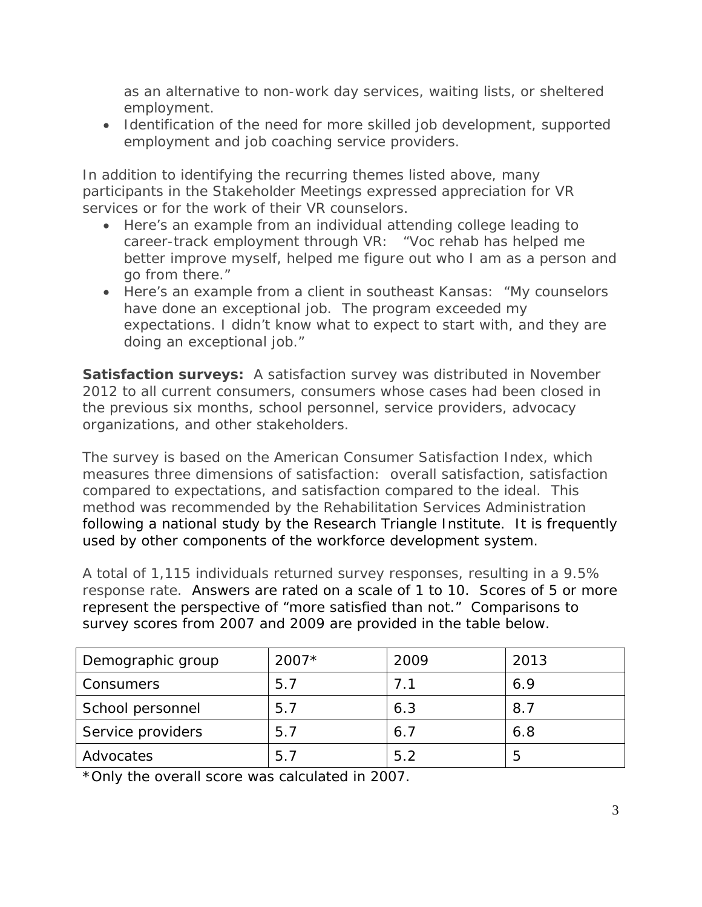as an alternative to non-work day services, waiting lists, or sheltered employment.

- Identification of the need for more skilled job development, supported employment and job coaching service providers.

In addition to identifying the recurring themes listed above, many participants in the Stakeholder Meetings expressed appreciation for VR services or for the work of their VR counselors.

- Here's an example from an individual attending college leading to career-track employment through VR: "Voc rehab has helped me better improve myself, helped me figure out who I am as a person and go from there."
- Here's an example from a client in southeast Kansas: "My counselors have done an exceptional job. The program exceeded my expectations. I didn't know what to expect to start with, and they are doing an exceptional job."

**Satisfaction surveys:** A satisfaction survey was distributed in November 2012 to all current consumers, consumers whose cases had been closed in the previous six months, school personnel, service providers, advocacy organizations, and other stakeholders.

The survey is based on the American Consumer Satisfaction Index, which measures three dimensions of satisfaction: overall satisfaction, satisfaction compared to expectations, and satisfaction compared to the ideal. This method was recommended by the Rehabilitation Services Administration following a national study by the Research Triangle Institute. It is frequently used by other components of the workforce development system.

A total of 1,115 individuals returned survey responses, resulting in a 9.5% response rate. Answers are rated on a scale of 1 to 10. Scores of 5 or more represent the perspective of "more satisfied than not." Comparisons to survey scores from 2007 and 2009 are provided in the table below.

| Demographic group | 2007* | 2009 | 2013 |
|---|---|---|---|
| Consumers | 5.7 | 7.1 | 6.9 |
| School personnel | 5.7 | 6.3 | 8.7 |
| Service providers | 5.7 | 6.7 | 6.8 |
| Advocates | 5.7 | 5.2 | 5 |

*Only the overall score was calculated in 2007.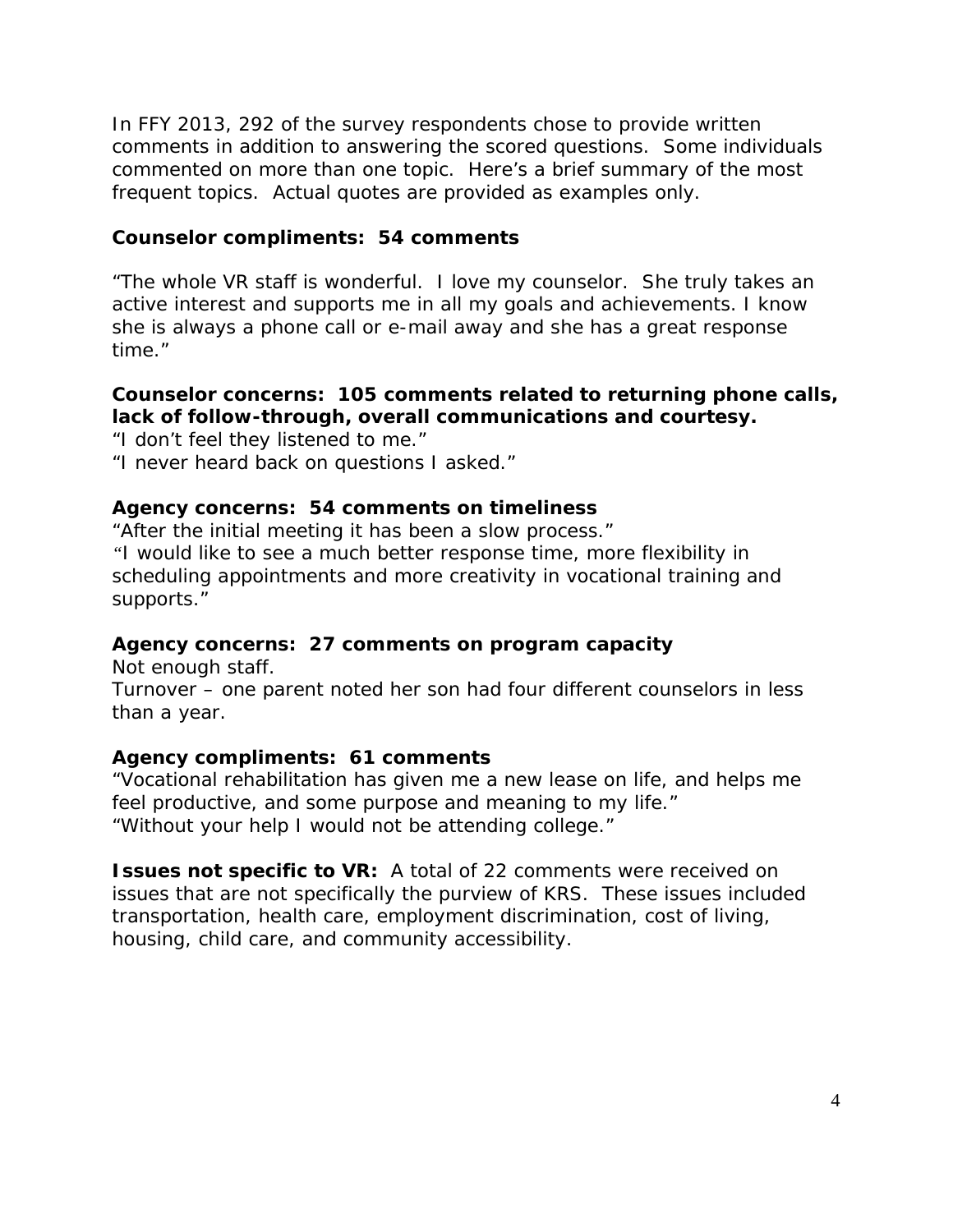In FFY 2013, 292 of the survey respondents chose to provide written comments in addition to answering the scored questions. Some individuals commented on more than one topic. Here's a brief summary of the most frequent topics. Actual quotes are provided as examples only.

**Counselor compliments: 54 comments**

"The whole VR staff is wonderful. I love my counselor. She truly takes an active interest and supports me in all my goals and achievements. I know she is always a phone call or e-mail away and she has a great response time."

**Counselor concerns: 105 comments related to returning phone calls, lack of follow-through, overall communications and courtesy.**

"I don't feel they listened to me."
"I never heard back on questions I asked."

**Agency concerns: 54 comments on timeliness**

"After the initial meeting it has been a slow process."
"I would like to see a much better response time, more flexibility in scheduling appointments and more creativity in vocational training and supports."

**Agency concerns: 27 comments on program capacity**

Not enough staff.
Turnover – one parent noted her son had four different counselors in less than a year.

**Agency compliments: 61 comments**

"Vocational rehabilitation has given me a new lease on life, and helps me feel productive, and some purpose and meaning to my life."
"Without your help I would not be attending college."

**Issues not specific to VR:** A total of 22 comments were received on issues that are not specifically the purview of KRS. These issues included transportation, health care, employment discrimination, cost of living, housing, child care, and community accessibility.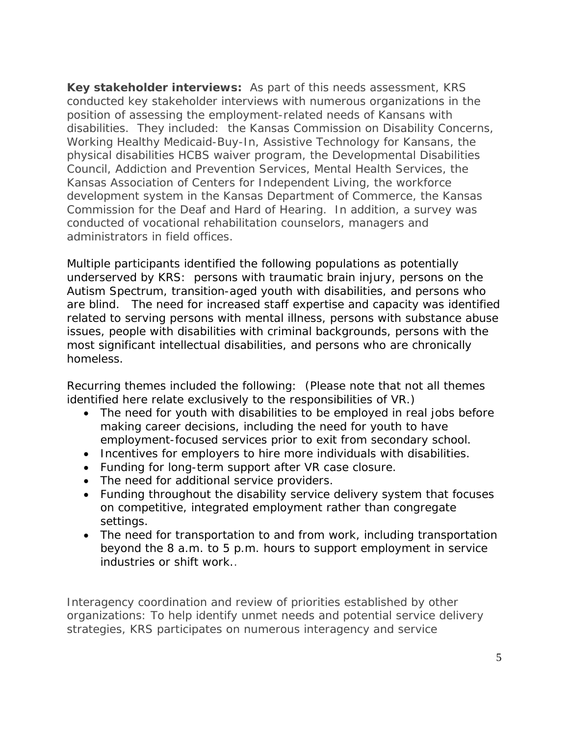**Key stakeholder interviews:** As part of this needs assessment, KRS conducted key stakeholder interviews with numerous organizations in the position of assessing the employment-related needs of Kansans with disabilities. They included: the Kansas Commission on Disability Concerns, Working Healthy Medicaid-Buy-In, Assistive Technology for Kansans, the physical disabilities HCBS waiver program, the Developmental Disabilities Council, Addiction and Prevention Services, Mental Health Services, the Kansas Association of Centers for Independent Living, the workforce development system in the Kansas Department of Commerce, the Kansas Commission for the Deaf and Hard of Hearing. In addition, a survey was conducted of vocational rehabilitation counselors, managers and administrators in field offices.

Multiple participants identified the following populations as potentially underserved by KRS: persons with traumatic brain injury, persons on the Autism Spectrum, transition-aged youth with disabilities, and persons who are blind. The need for increased staff expertise and capacity was identified related to serving persons with mental illness, persons with substance abuse issues, people with disabilities with criminal backgrounds, persons with the most significant intellectual disabilities, and persons who are chronically homeless.

Recurring themes included the following: (Please note that not all themes identified here relate exclusively to the responsibilities of VR.)

- The need for youth with disabilities to be employed in real jobs before making career decisions, including the need for youth to have employment-focused services prior to exit from secondary school.
- Incentives for employers to hire more individuals with disabilities.
- Funding for long-term support after VR case closure.
- The need for additional service providers.
- Funding throughout the disability service delivery system that focuses on competitive, integrated employment rather than congregate settings.
- The need for transportation to and from work, including transportation beyond the 8 a.m. to 5 p.m. hours to support employment in service industries or shift work..

Interagency coordination and review of priorities established by other organizations: To help identify unmet needs and potential service delivery strategies, KRS participates on numerous interagency and service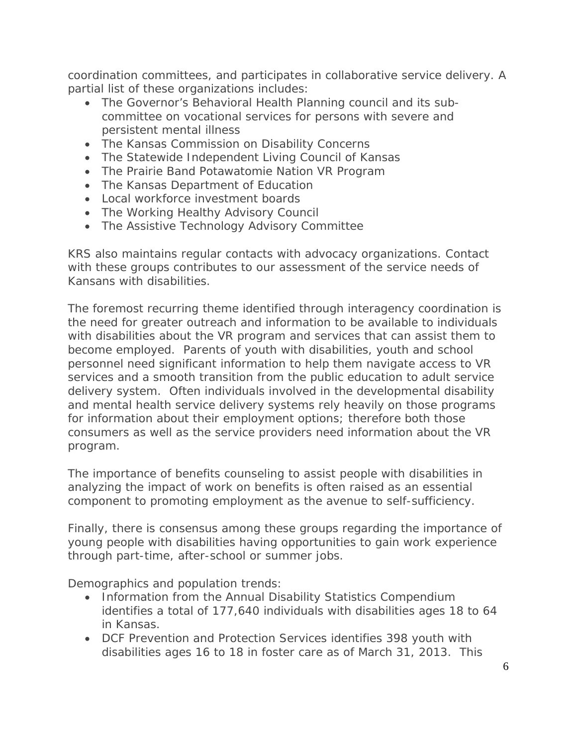coordination committees, and participates in collaborative service delivery. A partial list of these organizations includes:

- The Governor's Behavioral Health Planning council and its sub-committee on vocational services for persons with severe and persistent mental illness
- The Kansas Commission on Disability Concerns
- The Statewide Independent Living Council of Kansas
- The Prairie Band Potawatomie Nation VR Program
- The Kansas Department of Education
- Local workforce investment boards
- The Working Healthy Advisory Council
- The Assistive Technology Advisory Committee

KRS also maintains regular contacts with advocacy organizations. Contact with these groups contributes to our assessment of the service needs of Kansans with disabilities.

The foremost recurring theme identified through interagency coordination is the need for greater outreach and information to be available to individuals with disabilities about the VR program and services that can assist them to become employed. Parents of youth with disabilities, youth and school personnel need significant information to help them navigate access to VR services and a smooth transition from the public education to adult service delivery system. Often individuals involved in the developmental disability and mental health service delivery systems rely heavily on those programs for information about their employment options; therefore both those consumers as well as the service providers need information about the VR program.

The importance of benefits counseling to assist people with disabilities in analyzing the impact of work on benefits is often raised as an essential component to promoting employment as the avenue to self-sufficiency.

Finally, there is consensus among these groups regarding the importance of young people with disabilities having opportunities to gain work experience through part-time, after-school or summer jobs.

Demographics and population trends:

- Information from the Annual Disability Statistics Compendium identifies a total of 177,640 individuals with disabilities ages 18 to 64 in Kansas.
- DCF Prevention and Protection Services identifies 398 youth with disabilities ages 16 to 18 in foster care as of March 31, 2013. This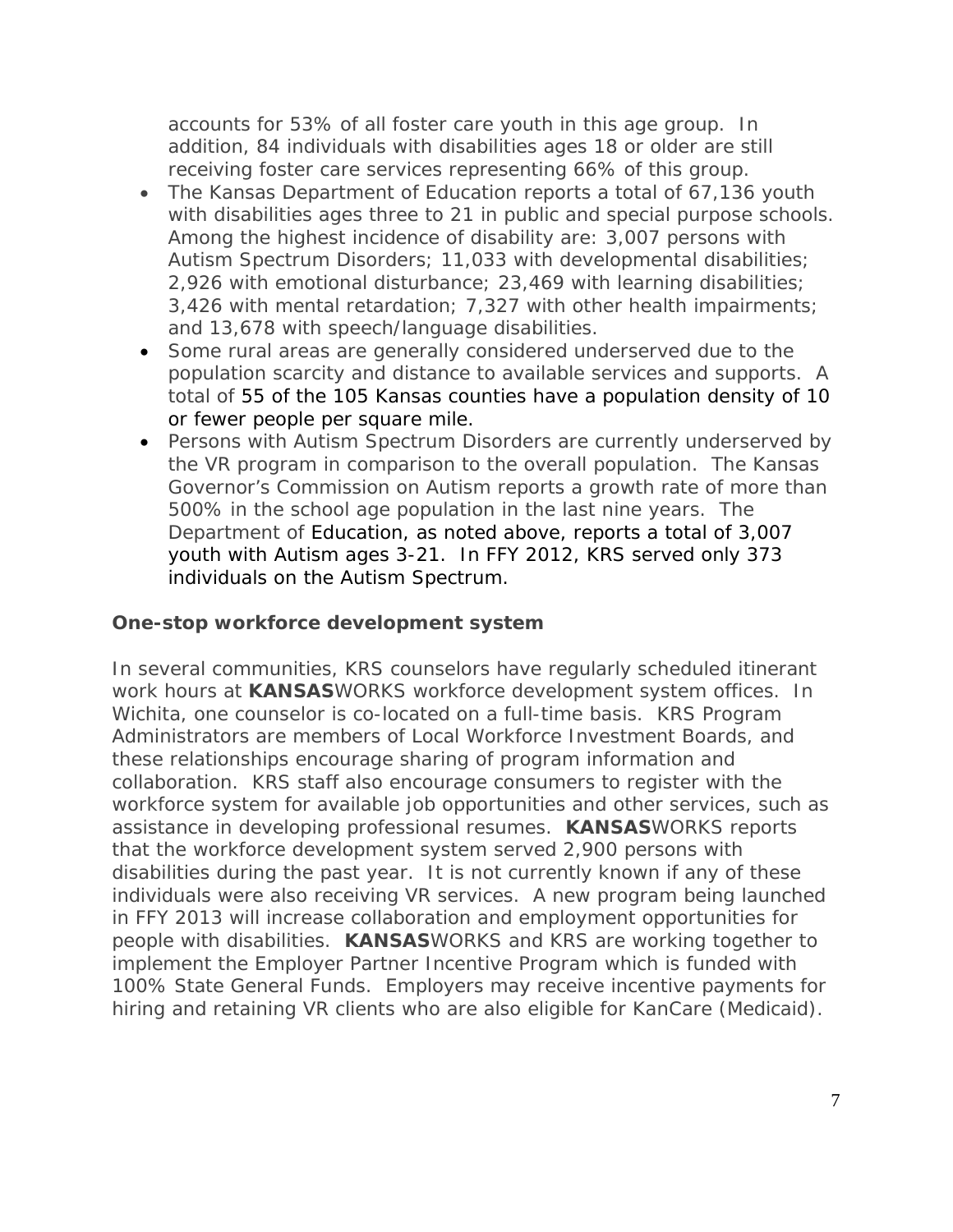accounts for 53% of all foster care youth in this age group. In addition, 84 individuals with disabilities ages 18 or older are still receiving foster care services representing 66% of this group.

- The Kansas Department of Education reports a total of 67,136 youth with disabilities ages three to 21 in public and special purpose schools. Among the highest incidence of disability are: 3,007 persons with Autism Spectrum Disorders; 11,033 with developmental disabilities; 2,926 with emotional disturbance; 23,469 with learning disabilities; 3,426 with mental retardation; 7,327 with other health impairments; and 13,678 with speech/language disabilities.
- Some rural areas are generally considered underserved due to the population scarcity and distance to available services and supports. A total of 55 of the 105 Kansas counties have a population density of 10 or fewer people per square mile.
- Persons with Autism Spectrum Disorders are currently underserved by the VR program in comparison to the overall population. The Kansas Governor's Commission on Autism reports a growth rate of more than 500% in the school age population in the last nine years. The Department of Education, as noted above, reports a total of 3,007 youth with Autism ages 3-21. In FFY 2012, KRS served only 373 individuals on the Autism Spectrum.

**One-stop workforce development system**

In several communities, KRS counselors have regularly scheduled itinerant work hours at **KANSAS**WORKS workforce development system offices. In Wichita, one counselor is co-located on a full-time basis. KRS Program Administrators are members of Local Workforce Investment Boards, and these relationships encourage sharing of program information and collaboration. KRS staff also encourage consumers to register with the workforce system for available job opportunities and other services, such as assistance in developing professional resumes. **KANSAS**WORKS reports that the workforce development system served 2,900 persons with disabilities during the past year. It is not currently known if any of these individuals were also receiving VR services. A new program being launched in FFY 2013 will increase collaboration and employment opportunities for people with disabilities. **KANSAS**WORKS and KRS are working together to implement the Employer Partner Incentive Program which is funded with 100% State General Funds. Employers may receive incentive payments for hiring and retaining VR clients who are also eligible for KanCare (Medicaid).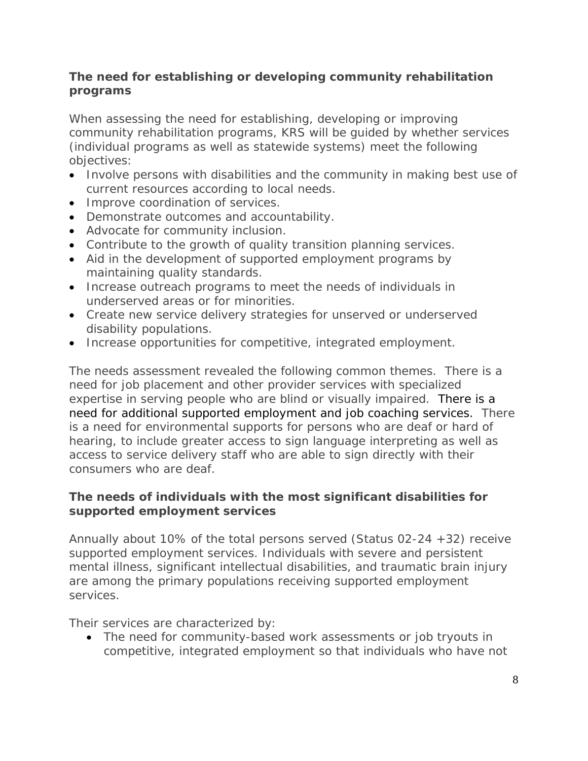### The need for establishing or developing community rehabilitation programs

When assessing the need for establishing, developing or improving community rehabilitation programs, KRS will be guided by whether services (individual programs as well as statewide systems) meet the following objectives:

- Involve persons with disabilities and the community in making best use of current resources according to local needs.
- Improve coordination of services.
- Demonstrate outcomes and accountability.
- Advocate for community inclusion.
- Contribute to the growth of quality transition planning services.
- Aid in the development of supported employment programs by maintaining quality standards.
- Increase outreach programs to meet the needs of individuals in underserved areas or for minorities.
- Create new service delivery strategies for unserved or underserved disability populations.
- Increase opportunities for competitive, integrated employment.

The needs assessment revealed the following common themes. There is a need for job placement and other provider services with specialized expertise in serving people who are blind or visually impaired. There is a need for additional supported employment and job coaching services. There is a need for environmental supports for persons who are deaf or hard of hearing, to include greater access to sign language interpreting as well as access to service delivery staff who are able to sign directly with their consumers who are deaf.

### The needs of individuals with the most significant disabilities for supported employment services

Annually about 10% of the total persons served (Status 02-24 +32) receive supported employment services. Individuals with severe and persistent mental illness, significant intellectual disabilities, and traumatic brain injury are among the primary populations receiving supported employment services.

Their services are characterized by:

- The need for community-based work assessments or job tryouts in competitive, integrated employment so that individuals who have not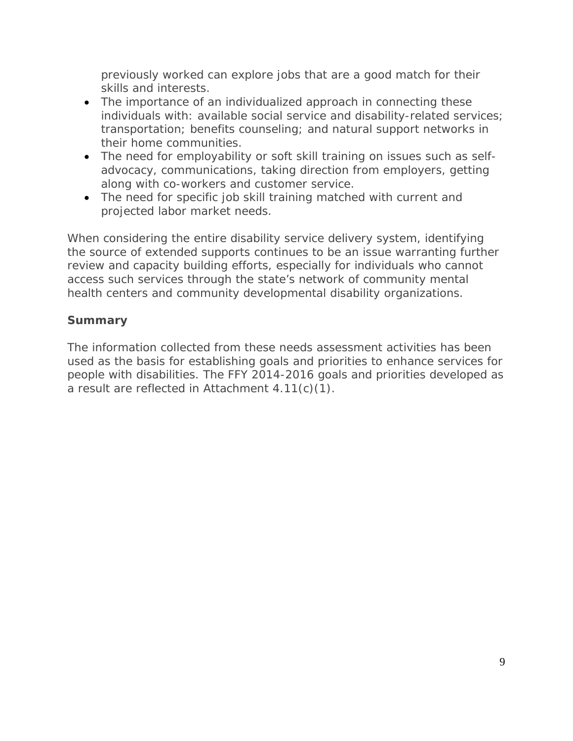previously worked can explore jobs that are a good match for their skills and interests.

- The importance of an individualized approach in connecting these individuals with: available social service and disability-related services; transportation; benefits counseling; and natural support networks in their home communities.
- The need for employability or soft skill training on issues such as self-advocacy, communications, taking direction from employers, getting along with co-workers and customer service.
- The need for specific job skill training matched with current and projected labor market needs.

When considering the entire disability service delivery system, identifying the source of extended supports continues to be an issue warranting further review and capacity building efforts, especially for individuals who cannot access such services through the state's network of community mental health centers and community developmental disability organizations.

**Summary**

The information collected from these needs assessment activities has been used as the basis for establishing goals and priorities to enhance services for people with disabilities. The FFY 2014-2016 goals and priorities developed as a result are reflected in Attachment 4.11(c)(1).